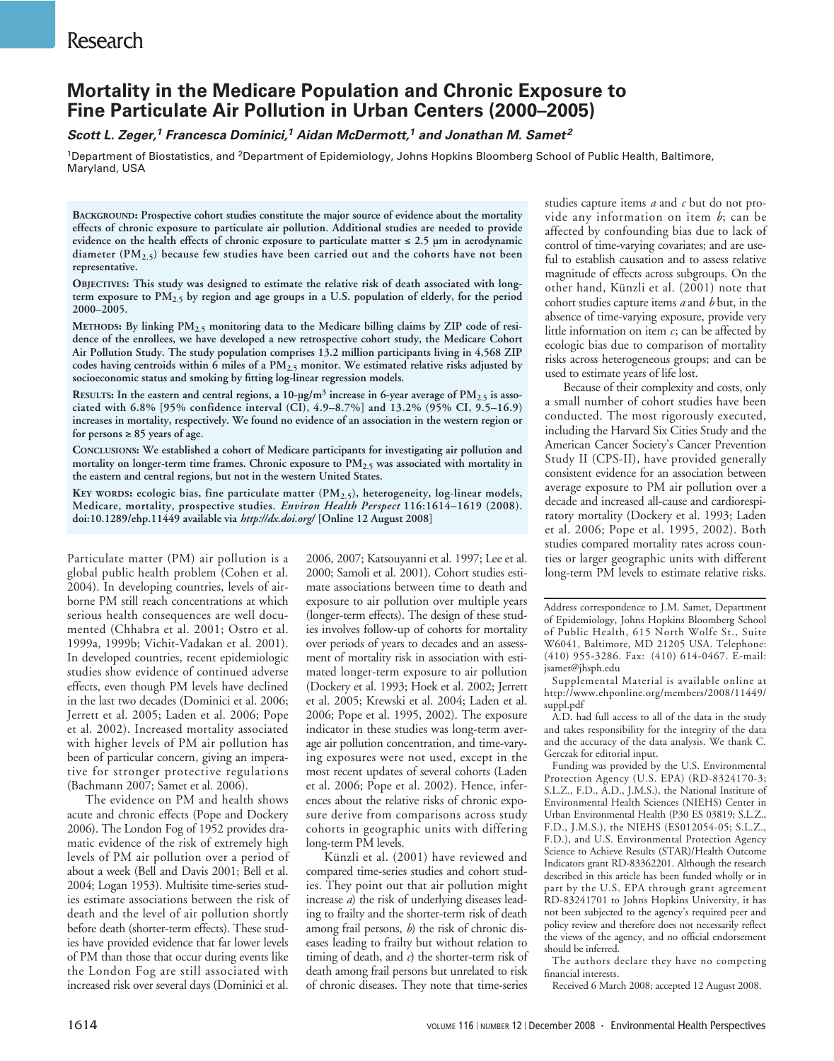# Mortality in the Medicare Population and Chronic Exposure to Fine Particulate Air Pollution in Urban Centers (2000–2005)

***Scott L. Zeger,[1] Francesca Dominici,[1] Aidan McDermott,[1] and Jonathan M. Samet[2]***

[1]Department of Biostatistics, and [2]Department of Epidemiology, Johns Hopkins Bloomberg School of Public Health, Baltimore, Maryland, USA

**BACKGROUND: Prospective cohort studies constitute the major source of evidence about the mortality effects of chronic exposure to particulate air pollution. Additional studies are needed to provide evidence on the health effects of chronic exposure to particulate matter ≤ 2.5 µm in aerodynamic diameter ($PM_{2.5}$) because few studies have been carried out and the cohorts have not been representative.**

**OBJECTIVES: This study was designed to estimate the relative risk of death associated with long-term exposure to $PM_{2.5}$ by region and age groups in a U.S. population of elderly, for the period 2000–2005.**

**METHODS: By linking $PM_{2.5}$ monitoring data to the Medicare billing claims by ZIP code of residence of the enrollees, we have developed a new retrospective cohort study, the Medicare Cohort Air Pollution Study. The study population comprises 13.2 million participants living in 4,568 ZIP codes having centroids within 6 miles of a $PM_{2.5}$ monitor. We estimated relative risks adjusted by socioeconomic status and smoking by fitting log-linear regression models.**

**RESULTS: In the eastern and central regions, a 10-µg/m³ increase in 6-year average of $PM_{2.5}$ is associated with 6.8% [95% confidence interval (CI), 4.9–8.7%] and 13.2% (95% CI, 9.5–16.9) increases in mortality, respectively. We found no evidence of an association in the western region or for persons ≥ 85 years of age.**

**CONCLUSIONS: We established a cohort of Medicare participants for investigating air pollution and mortality on longer-term time frames. Chronic exposure to $PM_{2.5}$ was associated with mortality in the eastern and central regions, but not in the western United States.**

**KEY WORDS: ecologic bias, fine particulate matter ($PM_{2.5}$), heterogeneity, log-linear models, Medicare, mortality, prospective studies. *Environ Health Perspect* 116:1614–1619 (2008). doi:10.1289/ehp.11449 available via *http://dx.doi.org/* [Online 12 August 2008]**

Particulate matter (PM) air pollution is a global public health problem (Cohen et al. 2004). In developing countries, levels of airborne PM still reach concentrations at which serious health consequences are well documented (Chhabra et al. 2001; Ostro et al. 1999a, 1999b; Vichit-Vadakan et al. 2001). In developed countries, recent epidemiologic studies show evidence of continued adverse effects, even though PM levels have declined in the last two decades (Dominici et al. 2006; Jerrett et al. 2005; Laden et al. 2006; Pope et al. 2002). Increased mortality associated with higher levels of PM air pollution has been of particular concern, giving an imperative for stronger protective regulations (Bachmann 2007; Samet et al. 2006).

The evidence on PM and health shows acute and chronic effects (Pope and Dockery 2006). The London Fog of 1952 provides dramatic evidence of the risk of extremely high levels of PM air pollution over a period of about a week (Bell and Davis 2001; Bell et al. 2004; Logan 1953). Multisite time-series studies estimate associations between the risk of death and the level of air pollution shortly before death (shorter-term effects). These studies have provided evidence that far lower levels of PM than those that occur during events like the London Fog are still associated with increased risk over several days (Dominici et al. 2006, 2007; Katsouyanni et al. 1997; Lee et al. 2000; Samoli et al. 2001). Cohort studies estimate associations between time to death and exposure to air pollution over multiple years (longer-term effects). The design of these studies involves follow-up of cohorts for mortality over periods of years to decades and an assessment of mortality risk in association with estimated longer-term exposure to air pollution (Dockery et al. 1993; Hoek et al. 2002; Jerrett et al. 2005; Krewski et al. 2004; Laden et al. 2006; Pope et al. 1995, 2002). The exposure indicator in these studies was long-term average air pollution concentration, and time-varying exposures were not used, except in the most recent updates of several cohorts (Laden et al. 2006; Pope et al. 2002). Hence, inferences about the relative risks of chronic exposure derive from comparisons across study cohorts in geographic units with differing long-term PM levels.

Künzli et al. (2001) have reviewed and compared time-series studies and cohort studies. They point out that air pollution might increase *a*) the risk of underlying diseases leading to frailty and the shorter-term risk of death among frail persons, *b*) the risk of chronic diseases leading to frailty but without relation to timing of death, and *c*) the shorter-term risk of death among frail persons but unrelated to risk of chronic diseases. They note that time-series studies capture items *a* and *c* but do not provide any information on item *b*; can be affected by confounding bias due to lack of control of time-varying covariates; and are useful to establish causation and to assess relative magnitude of effects across subgroups. On the other hand, Künzli et al. (2001) note that cohort studies capture items *a* and *b* but, in the absence of time-varying exposure, provide very little information on item *c*; can be affected by ecologic bias due to comparison of mortality risks across heterogeneous groups; and can be used to estimate years of life lost.

Because of their complexity and costs, only a small number of cohort studies have been conducted. The most rigorously executed, including the Harvard Six Cities Study and the American Cancer Society's Cancer Prevention Study II (CPS-II), have provided generally consistent evidence for an association between average exposure to PM air pollution over a decade and increased all-cause and cardiorespiratory mortality (Dockery et al. 1993; Laden et al. 2006; Pope et al. 1995, 2002). Both studies compared mortality rates across counties or larger geographic units with different long-term PM levels to estimate relative risks.

Address correspondence to J.M. Samet, Department of Epidemiology, Johns Hopkins Bloomberg School of Public Health, 615 North Wolfe St., Suite W6041, Baltimore, MD 21205 USA. Telephone: (410) 955-3286. Fax: (410) 614-0467. E-mail: jsamet@jhsph.edu

Supplemental Material is available online at http://www.ehponline.org/members/2008/11449/suppl.pdf

A.D. had full access to all of the data in the study and takes responsibility for the integrity of the data and the accuracy of the data analysis. We thank C. Gerczak for editorial input.

Funding was provided by the U.S. Environmental Protection Agency (U.S. EPA) (RD-8324170-3; S.L.Z., F.D., A.D., J.M.S.), the National Institute of Environmental Health Sciences (NIEHS) Center in Urban Environmental Health (P30 ES 03819; S.L.Z., F.D., J.M.S.), the NIEHS (ES012054-05; S.L.Z., F.D.), and U.S. Environmental Protection Agency Science to Achieve Results (STAR)/Health Outcome Indicators grant RD-83362201. Although the research described in this article has been funded wholly or in part by the U.S. EPA through grant agreement RD-83241701 to Johns Hopkins University, it has not been subjected to the agency's required peer and policy review and therefore does not necessarily reflect the views of the agency, and no official endorsement should be inferred.

The authors declare they have no competing financial interests.

Received 6 March 2008; accepted 12 August 2008.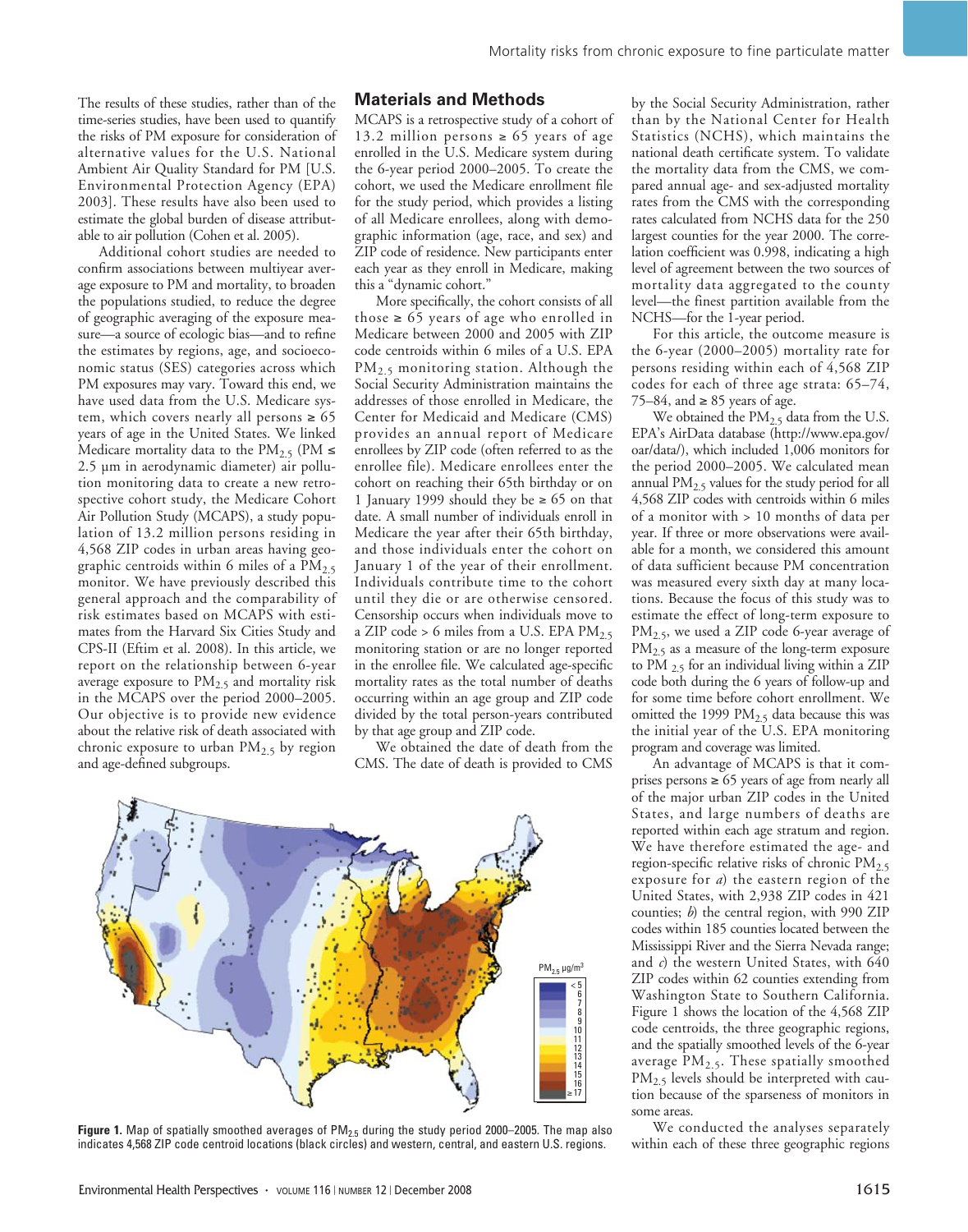The results of these studies, rather than of the time-series studies, have been used to quantify the risks of PM exposure for consideration of alternative values for the U.S. National Ambient Air Quality Standard for PM [U.S. Environmental Protection Agency (EPA) 2003]. These results have also been used to estimate the global burden of disease attributable to air pollution (Cohen et al. 2005).

Additional cohort studies are needed to confirm associations between multiyear average exposure to PM and mortality, to broaden the populations studied, to reduce the degree of geographic averaging of the exposure measure—a source of ecologic bias—and to refine the estimates by regions, age, and socioeconomic status (SES) categories across which PM exposures may vary. Toward this end, we have used data from the U.S. Medicare system, which covers nearly all persons ≥ 65 years of age in the United States. We linked Medicare mortality data to the $PM_{2.5}$ (PM ≤ 2.5 µm in aerodynamic diameter) air pollution monitoring data to create a new retrospective cohort study, the Medicare Cohort Air Pollution Study (MCAPS), a study population of 13.2 million persons residing in 4,568 ZIP codes in urban areas having geographic centroids within 6 miles of a $PM_{2.5}$ monitor. We have previously described this general approach and the comparability of risk estimates based on MCAPS with estimates from the Harvard Six Cities Study and CPS-II (Eftim et al. 2008). In this article, we report on the relationship between 6-year average exposure to $PM_{2.5}$ and mortality risk in the MCAPS over the period 2000–2005. Our objective is to provide new evidence about the relative risk of death associated with chronic exposure to urban $PM_{2.5}$ by region and age-defined subgroups.

## Materials and Methods

MCAPS is a retrospective study of a cohort of 13.2 million persons ≥ 65 years of age enrolled in the U.S. Medicare system during the 6-year period 2000–2005. To create the cohort, we used the Medicare enrollment file for the study period, which provides a listing of all Medicare enrollees, along with demographic information (age, race, and sex) and ZIP code of residence. New participants enter each year as they enroll in Medicare, making this a "dynamic cohort."

More specifically, the cohort consists of all those ≥ 65 years of age who enrolled in Medicare between 2000 and 2005 with ZIP code centroids within 6 miles of a U.S. EPA $PM_{2.5}$ monitoring station. Although the Social Security Administration maintains the addresses of those enrolled in Medicare, the Center for Medicaid and Medicare (CMS) provides an annual report of Medicare enrollees by ZIP code (often referred to as the enrollee file). Medicare enrollees enter the cohort on reaching their 65th birthday or on 1 January 1999 should they be ≥ 65 on that date. A small number of individuals enroll in Medicare the year after their 65th birthday, and those individuals enter the cohort on January 1 of the year of their enrollment. Individuals contribute time to the cohort until they die or are otherwise censored. Censorship occurs when individuals move to a ZIP code > 6 miles from a U.S. EPA $PM_{2.5}$ monitoring station or are no longer reported in the enrollee file. We calculated age-specific mortality rates as the total number of deaths occurring within an age group and ZIP code divided by the total person-years contributed by that age group and ZIP code.

We obtained the date of death from the CMS. The date of death is provided to CMS by the Social Security Administration, rather than by the National Center for Health Statistics (NCHS), which maintains the national death certificate system. To validate the mortality data from the CMS, we compared annual age- and sex-adjusted mortality rates from the CMS with the corresponding rates calculated from NCHS data for the 250 largest counties for the year 2000. The correlation coefficient was 0.998, indicating a high level of agreement between the two sources of mortality data aggregated to the county level—the finest partition available from the NCHS—for the 1-year period.

For this article, the outcome measure is the 6-year (2000–2005) mortality rate for persons residing within each of 4,568 ZIP codes for each of three age strata: 65–74, 75–84, and ≥ 85 years of age.

We obtained the $PM_{2.5}$ data from the U.S. EPA's AirData database (http://www.epa.gov/oar/data/), which included 1,006 monitors for the period 2000–2005. We calculated mean annual $PM_{2.5}$ values for the study period for all 4,568 ZIP codes with centroids within 6 miles of a monitor with > 10 months of data per year. If three or more observations were available for a month, we considered this amount of data sufficient because PM concentration was measured every sixth day at many locations. Because the focus of this study was to estimate the effect of long-term exposure to $PM_{2.5}$, we used a ZIP code 6-year average of $PM_{2.5}$ as a measure of the long-term exposure to $PM_{2.5}$ for an individual living within a ZIP code both during the 6 years of follow-up and for some time before cohort enrollment. We omitted the 1999 $PM_{2.5}$ data because this was the initial year of the U.S. EPA monitoring program and coverage was limited.

An advantage of MCAPS is that it comprises persons ≥ 65 years of age from nearly all of the major urban ZIP codes in the United States, and large numbers of deaths are reported within each age stratum and region. We have therefore estimated the age- and region-specific relative risks of chronic $PM_{2.5}$ exposure for *a*) the eastern region of the United States, with 2,938 ZIP codes in 421 counties; *b*) the central region, with 990 ZIP codes within 185 counties located between the Mississippi River and the Sierra Nevada range; and *c*) the western United States, with 640 ZIP codes within 62 counties extending from Washington State to Southern California. Figure 1 shows the location of the 4,568 ZIP code centroids, the three geographic regions, and the spatially smoothed levels of the 6-year average $PM_{2.5}$. These spatially smoothed $PM_{2.5}$ levels should be interpreted with caution because of the sparseness of monitors in some areas.

**Figure 1.** Map of spatially smoothed averages of $PM_{2.5}$ during the study period 2000–2005. The map also indicates 4,568 ZIP code centroid locations (black circles) and western, central, and eastern U.S. regions.

We conducted the analyses separately within each of these three geographic regions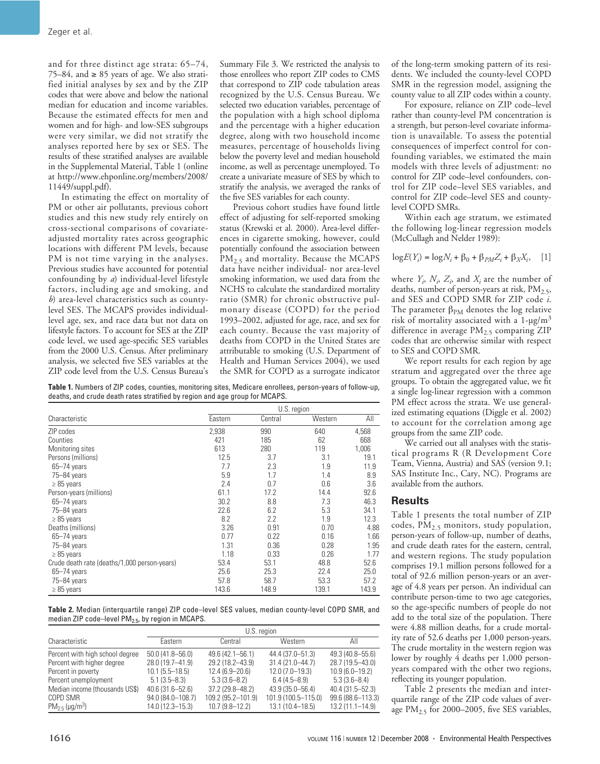and for three distinct age strata: 65–74, 75–84, and ≥ 85 years of age. We also stratified initial analyses by sex and by the ZIP codes that were above and below the national median for education and income variables. Because the estimated effects for men and women and for high- and low-SES subgroups were very similar, we did not stratify the analyses reported here by sex or SES. The results of these stratified analyses are available in the Supplemental Material, Table 1 (online at http://www.ehponline.org/members/2008/11449/suppl.pdf).

In estimating the effect on mortality of PM or other air pollutants, previous cohort studies and this new study rely entirely on cross-sectional comparisons of covariate-adjusted mortality rates across geographic locations with different PM levels, because PM is not time varying in the analyses. Previous studies have accounted for potential confounding by *a*) individual-level lifestyle factors, including age and smoking, and *b*) area-level characteristics such as county-level SES. The MCAPS provides individual-level age, sex, and race data but not data on lifestyle factors. To account for SES at the ZIP code level, we used age-specific SES variables from the 2000 U.S. Census. After preliminary analysis, we selected five SES variables at the ZIP code level from the U.S. Census Bureau's Summary File 3. We restricted the analysis to those enrollees who report ZIP codes to CMS that correspond to ZIP code tabulation areas recognized by the U.S. Census Bureau. We selected two education variables, percentage of the population with a high school diploma and the percentage with a higher education degree, along with two household income measures, percentage of households living below the poverty level and median household income, as well as percentage unemployed. To create a univariate measure of SES by which to stratify the analysis, we averaged the ranks of the five SES variables for each county.

Previous cohort studies have found little effect of adjusting for self-reported smoking status (Krewski et al. 2000). Area-level differences in cigarette smoking, however, could potentially confound the association between $PM_{2.5}$ and mortality. Because the MCAPS data have neither individual- nor area-level smoking information, we used data from the NCHS to calculate the standardized mortality ratio (SMR) for chronic obstructive pulmonary disease (COPD) for the period 1993–2002, adjusted for age, race, and sex for each county. Because the vast majority of deaths from COPD in the United States are attributable to smoking (U.S. Department of Health and Human Services 2004), we used the SMR for COPD as a surrogate indicator of the long-term smoking pattern of its residents. We included the county-level COPD SMR in the regression model, assigning the county value to all ZIP codes within a county.

For exposure, reliance on ZIP code–level rather than county-level PM concentration is a strength, but person-level covariate information is unavailable. To assess the potential consequences of imperfect control for confounding variables, we estimated the main models with three levels of adjustment: no control for ZIP code–level confounders, control for ZIP code–level SES variables, and control for ZIP code–level SES and county-level COPD SMRs.

Within each age stratum, we estimated the following log-linear regression models (McCullagh and Nelder 1989):

$$\log E(Y_i) = \log N_i + \beta_0 + \beta_{PM} Z_i + \beta_X X_i, \quad [1]$$

where $Y_i$, $N_i$, $Z_i$, and $X_i$ are the number of deaths, number of person-years at risk, $PM_{2.5}$, and SES and COPD SMR for ZIP code $i$. The parameter $\beta_{PM}$ denotes the log relative risk of mortality associated with a 1-μg/m$^3$ difference in average $PM_{2.5}$ comparing ZIP codes that are otherwise similar with respect to SES and COPD SMR.

We report results for each region by age stratum and aggregated over the three age groups. To obtain the aggregated value, we fit a single log-linear regression with a common PM effect across the strata. We use generalized estimating equations (Diggle et al. 2002) to account for the correlation among age groups from the same ZIP code.

We carried out all analyses with the statistical programs R (R Development Core Team, Vienna, Austria) and SAS (version 9.1; SAS Institute Inc., Cary, NC). Programs are available from the authors.

## Results

Table 1 presents the total number of ZIP codes, $PM_{2.5}$ monitors, study population, person-years of follow-up, number of deaths, and crude death rates for the eastern, central, and western regions. The study population comprises 19.1 million persons followed for a total of 92.6 million person-years or an average of 4.8 years per person. An individual can contribute person-time to two age categories, so the age-specific numbers of people do not add to the total size of the population. There were 4.88 million deaths, for a crude mortality rate of 52.6 deaths per 1,000 person-years. The crude mortality in the western region was lower by roughly 4 deaths per 1,000 person-years compared with the other two regions, reflecting its younger population.

Table 2 presents the median and interquartile range of the ZIP code values of average $PM_{2.5}$ for 2000–2005, five SES variables,

**Table 1.** Numbers of ZIP codes, counties, monitoring sites, Medicare enrollees, person-years of follow-up, deaths, and crude death rates stratified by region and age group for MCAPS.

| Characteristic | U.S. region | | | |
|---|---|---|---|---|
| | Eastern | Central | Western | All |
| ZIP codes | 2,938 | 990 | 640 | 4,568 |
| Counties | 421 | 185 | 62 | 668 |
| Monitoring sites | 613 | 280 | 119 | 1,006 |
| Persons (millions) | 12.5 | 3.7 | 3.1 | 19.1 |
| 65–74 years | 7.7 | 2.3 | 1.9 | 11.9 |
| 75–84 years | 5.9 | 1.7 | 1.4 | 8.9 |
| ≥ 85 years | 2.4 | 0.7 | 0.6 | 3.6 |
| Person-years (millions) | 61.1 | 17.2 | 14.4 | 92.6 |
| 65–74 years | 30.2 | 8.8 | 7.3 | 46.3 |
| 75–84 years | 22.6 | 6.2 | 5.3 | 34.1 |
| ≥ 85 years | 8.2 | 2.2 | 1.9 | 12.3 |
| Deaths (millions) | 3.26 | 0.91 | 0.70 | 4.88 |
| 65–74 years | 0.77 | 0.22 | 0.16 | 1.66 |
| 75–84 years | 1.31 | 0.36 | 0.28 | 1.95 |
| ≥ 85 years | 1.18 | 0.33 | 0.26 | 1.77 |
| Crude death rate (deaths/1,000 person-years) | 53.4 | 53.1 | 48.8 | 52.6 |
| 65–74 years | 25.6 | 25.3 | 22.4 | 25.0 |
| 75–84 years | 57.8 | 58.7 | 53.3 | 57.2 |
| ≥ 85 years | 143.6 | 148.9 | 139.1 | 143.9 |

**Table 2.** Median (interquartile range) ZIP code–level SES values, median county-level COPD SMR, and median ZIP code–level $PM_{2.5}$, by region in MCAPS.

| Characteristic | U.S. region | | | |
|---|---|---|---|---|
| | Eastern | Central | Western | All |
| Percent with high school degree | 50.0 (41.8–56.0) | 49.6 (42.1–56.1) | 44.4 (37.0–51.3) | 49.3 (40.8–55.6) |
| Percent with higher degree | 28.0 (19.7–41.9) | 29.2 (18.2–43.9) | 31.4 (21.0–44.7) | 28.7 (19.5–43.0) |
| Percent in poverty | 10.1 (5.5–18.5) | 12.4 (6.9–20.6) | 12.0 (7.0–19.3) | 10.9 (6.0–19.2) |
| Percent unemployment | 5.1 (3.5–8.3) | 5.3 (3.6–8.2) | 6.4 (4.5–8.9) | 5.3 (3.6–8.4) |
| Median income (thousands US$) | 40.6 (31.6–52.6) | 37.2 (29.8–48.2) | 43.9 (35.0–56.4) | 40.4 (31.5–52.3) |
| COPD SMR | 94.0 (84.0–108.7) | 109.2 (95.2–101.9) | 101.9 (100.5–115.0) | 99.6 (88.6–113.3) |
| $PM_{2.5}$ (μg/m$^3$) | 14.0 (12.3–15.3) | 10.7 (9.8–12.2) | 13.1 (10.4–18.5) | 13.2 (11.1–14.9) |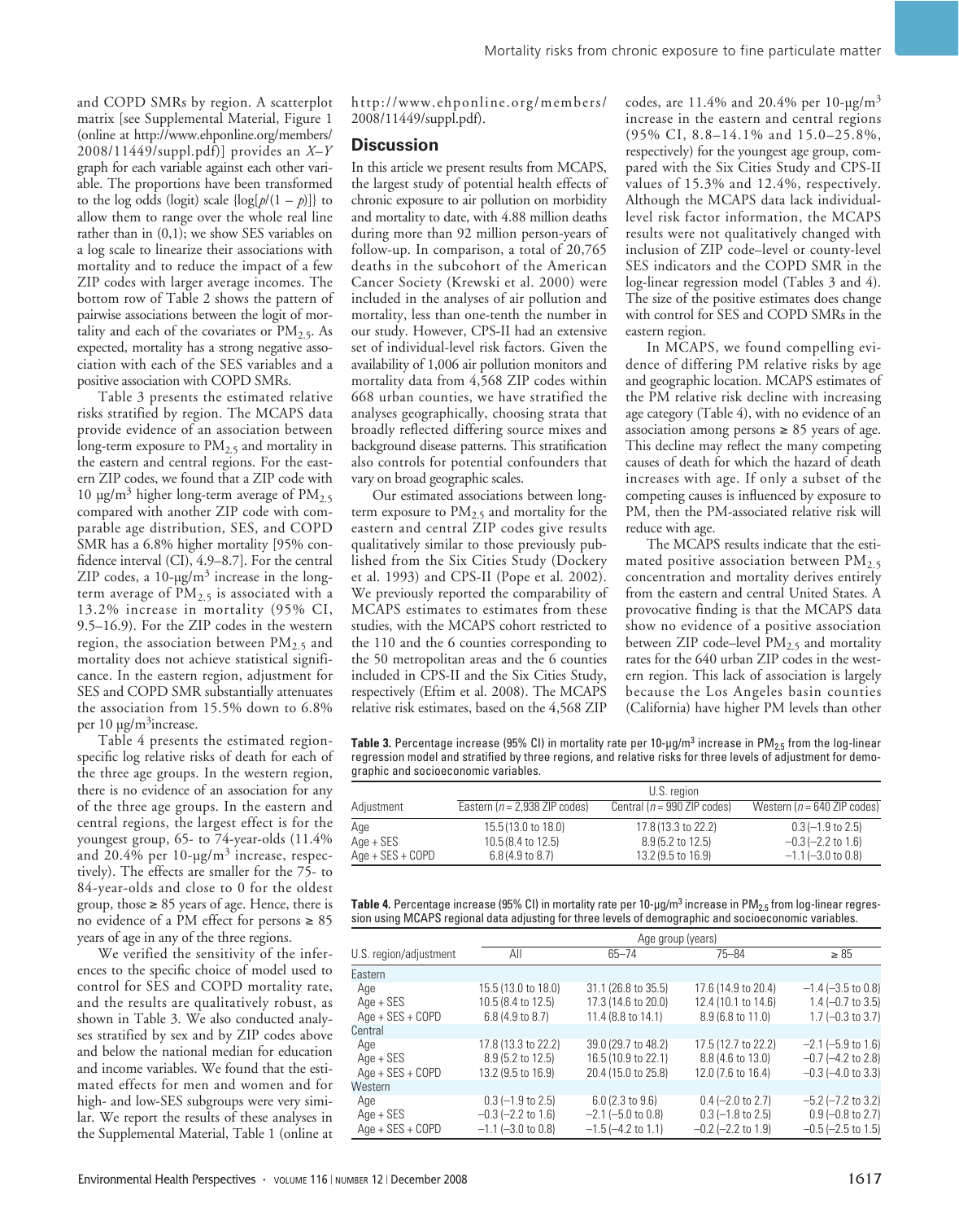and COPD SMRs by region. A scatterplot matrix [see Supplemental Material, Figure 1 (online at http://www.ehponline.org/members/2008/11449/suppl.pdf)] provides an *X*–*Y* graph for each variable against each other variable. The proportions have been transformed to the log odds (logit) scale {log[$p$/(1 – $p$)]} to allow them to range over the whole real line rather than in (0,1); we show SES variables on a log scale to linearize their associations with mortality and to reduce the impact of a few ZIP codes with larger average incomes. The bottom row of Table 2 shows the pattern of pairwise associations between the logit of mortality and each of the covariates or $PM_{2.5}$. As expected, mortality has a strong negative association with each of the SES variables and a positive association with COPD SMRs.

Table 3 presents the estimated relative risks stratified by region. The MCAPS data provide evidence of an association between long-term exposure to $PM_{2.5}$ and mortality in the eastern and central regions. For the eastern ZIP codes, we found that a ZIP code with 10 μg/m$^3$ higher long-term average of $PM_{2.5}$ compared with another ZIP code with comparable age distribution, SES, and COPD SMR has a 6.8% higher mortality [95% confidence interval (CI), 4.9–8.7]. For the central ZIP codes, a 10-μg/m$^3$ increase in the long-term average of $PM_{2.5}$ is associated with a 13.2% increase in mortality (95% CI, 9.5–16.9). For the ZIP codes in the western region, the association between $PM_{2.5}$ and mortality does not achieve statistical significance. In the eastern region, adjustment for SES and COPD SMR substantially attenuates the association from 15.5% down to 6.8% per 10 μg/m$^3$increase.

Table 4 presents the estimated region-specific log relative risks of death for each of the three age groups. In the western region, there is no evidence of an association for any of the three age groups. In the eastern and central regions, the largest effect is for the youngest group, 65- to 74-year-olds (11.4% and 20.4% per 10-μg/m$^3$ increase, respectively). The effects are smaller for the 75- to 84-year-olds and close to 0 for the oldest group, those ≥ 85 years of age. Hence, there is no evidence of a PM effect for persons ≥ 85 years of age in any of the three regions.

We verified the sensitivity of the inferences to the specific choice of model used to control for SES and COPD mortality rate, and the results are qualitatively robust, as shown in Table 3. We also conducted analyses stratified by sex and by ZIP codes above and below the national median for education and income variables. We found that the estimated effects for men and women and for high- and low-SES subgroups were very similar. We report the results of these analyses in the Supplemental Material, Table 1 (online at http://www.ehponline.org/members/2008/11449/suppl.pdf).

## Discussion

In this article we present results from MCAPS, the largest study of potential health effects of chronic exposure to air pollution on morbidity and mortality to date, with 4.88 million deaths during more than 92 million person-years of follow-up. In comparison, a total of 20,765 deaths in the subcohort of the American Cancer Society (Krewski et al. 2000) were included in the analyses of air pollution and mortality, less than one-tenth the number in our study. However, CPS-II had an extensive set of individual-level risk factors. Given the availability of 1,006 air pollution monitors and mortality data from 4,568 ZIP codes within 668 urban counties, we have stratified the analyses geographically, choosing strata that broadly reflected differing source mixes and background disease patterns. This stratification also controls for potential confounders that vary on broad geographic scales.

Our estimated associations between long-term exposure to $PM_{2.5}$ and mortality for the eastern and central ZIP codes give results qualitatively similar to those previously published from the Six Cities Study (Dockery et al. 1993) and CPS-II (Pope et al. 2002). We previously reported the comparability of MCAPS estimates to estimates from these studies, with the MCAPS cohort restricted to the 110 and the 6 counties corresponding to the 50 metropolitan areas and the 6 counties included in CPS-II and the Six Cities Study, respectively (Eftim et al. 2008). The MCAPS relative risk estimates, based on the 4,568 ZIP codes, are 11.4% and 20.4% per 10-μg/m$^3$ increase in the eastern and central regions (95% CI, 8.8–14.1% and 15.0–25.8%, respectively) for the youngest age group, compared with the Six Cities Study and CPS-II values of 15.3% and 12.4%, respectively. Although the MCAPS data lack individual-level risk factor information, the MCAPS results were not qualitatively changed with inclusion of ZIP code–level or county-level SES indicators and the COPD SMR in the log-linear regression model (Tables 3 and 4). The size of the positive estimates does change with control for SES and COPD SMRs in the eastern region.

In MCAPS, we found compelling evidence of differing PM relative risks by age and geographic location. MCAPS estimates of the PM relative risk decline with increasing age category (Table 4), with no evidence of an association among persons ≥ 85 years of age. This decline may reflect the many competing causes of death for which the hazard of death increases with age. If only a subset of the competing causes is influenced by exposure to PM, then the PM-associated relative risk will reduce with age.

The MCAPS results indicate that the estimated positive association between $PM_{2.5}$ concentration and mortality derives entirely from the eastern and central United States. A provocative finding is that the MCAPS data show no evidence of a positive association between ZIP code–level $PM_{2.5}$ and mortality rates for the 640 urban ZIP codes in the western region. This lack of association is largely because the Los Angeles basin counties (California) have higher PM levels than other

**Table 3.** Percentage increase (95% CI) in mortality rate per 10-μg/m$^3$ increase in $PM_{2.5}$ from the log-linear regression model and stratified by three regions, and relative risks for three levels of adjustment for demographic and socioeconomic variables.

| | U.S. region | | |
|---|---|---|---|
| Adjustment | Eastern ($n$ = 2,938 ZIP codes) | Central ($n$ = 990 ZIP codes) | Western ($n$ = 640 ZIP codes) |
| Age | 15.5 (13.0 to 18.0) | 17.8 (13.3 to 22.2) | 0.3 (–1.9 to 2.5) |
| Age + SES | 10.5 (8.4 to 12.5) | 8.9 (5.2 to 12.5) | –0.3 (–2.2 to 1.6) |
| Age + SES + COPD | 6.8 (4.9 to 8.7) | 13.2 (9.5 to 16.9) | –1.1 (–3.0 to 0.8) |

**Table 4.** Percentage increase (95% CI) in mortality rate per 10-μg/m$^3$ increase in $PM_{2.5}$ from log-linear regression using MCAPS regional data adjusting for three levels of demographic and socioeconomic variables.

| | Age group (years) | | | |
|---|---|---|---|---|
| U.S. region/adjustment | All | 65–74 | 75–84 | ≥ 85 |
| Eastern | | | | |
| Age | 15.5 (13.0 to 18.0) | 31.1 (26.8 to 35.5) | 17.6 (14.9 to 20.4) | –1.4 (–3.5 to 0.8) |
| Age + SES | 10.5 (8.4 to 12.5) | 17.3 (14.6 to 20.0) | 12.4 (10.1 to 14.6) | 1.4 (–0.7 to 3.5) |
| Age + SES + COPD | 6.8 (4.9 to 8.7) | 11.4 (8.8 to 14.1) | 8.9 (6.8 to 11.0) | 1.7 (–0.3 to 3.7) |
| Central | | | | |
| Age | 17.8 (13.3 to 22.2) | 39.0 (29.7 to 48.2) | 17.5 (12.7 to 22.2) | –2.1 (–5.9 to 1.6) |
| Age + SES | 8.9 (5.2 to 12.5) | 16.5 (10.9 to 22.1) | 8.8 (4.6 to 13.0) | –0.7 (–4.2 to 2.8) |
| Age + SES + COPD | 13.2 (9.5 to 16.9) | 20.4 (15.0 to 25.8) | 12.0 (7.6 to 16.4) | –0.3 (–4.0 to 3.3) |
| Western | | | | |
| Age | 0.3 (–1.9 to 2.5) | 6.0 (2.3 to 9.6) | 0.4 (–2.0 to 2.7) | –5.2 (–7.2 to 3.2) |
| Age + SES | –0.3 (–2.2 to 1.6) | –2.1 (–5.0 to 0.8) | 0.3 (–1.8 to 2.5) | 0.9 (–0.8 to 2.7) |
| Age + SES + COPD | –1.1 (–3.0 to 0.8) | –1.5 (–4.2 to 1.1) | –0.2 (–2.2 to 1.9) | –0.5 (–2.5 to 1.5) |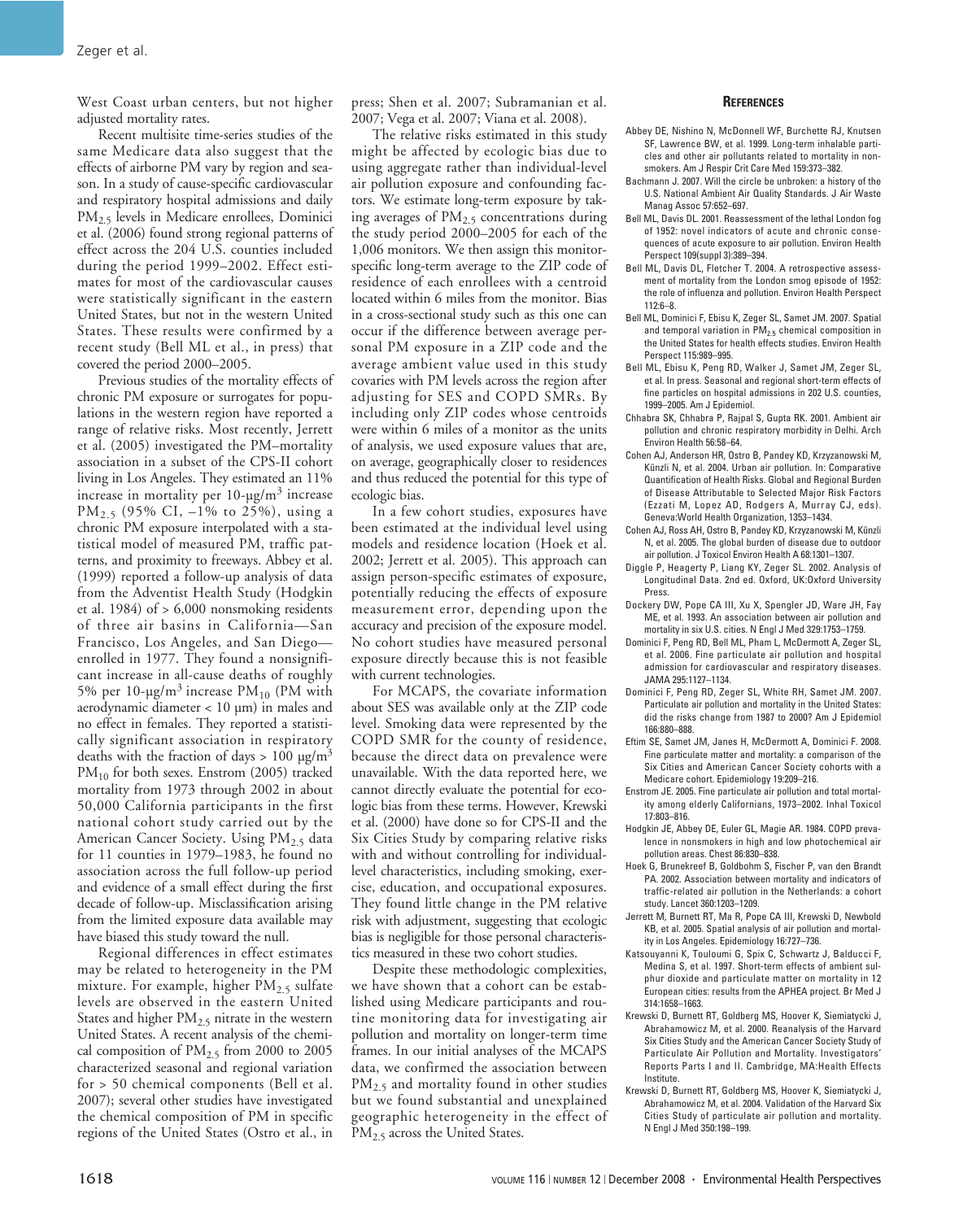West Coast urban centers, but not higher adjusted mortality rates.

Recent multisite time-series studies of the same Medicare data also suggest that the effects of airborne PM vary by region and season. In a study of cause-specific cardiovascular and respiratory hospital admissions and daily $PM_{2.5}$ levels in Medicare enrollees, Dominici et al. (2006) found strong regional patterns of effect across the 204 U.S. counties included during the period 1999–2002. Effect estimates for most of the cardiovascular causes were statistically significant in the eastern United States, but not in the western United States. These results were confirmed by a recent study (Bell ML et al., in press) that covered the period 2000–2005.

Previous studies of the mortality effects of chronic PM exposure or surrogates for populations in the western region have reported a range of relative risks. Most recently, Jerrett et al. (2005) investigated the PM–mortality association in a subset of the CPS-II cohort living in Los Angeles. They estimated an 11% increase in mortality per 10-µg/m$^3$ increase $PM_{2.5}$ (95% CI, –1% to 25%), using a chronic PM exposure interpolated with a statistical model of measured PM, traffic patterns, and proximity to freeways. Abbey et al. (1999) reported a follow-up analysis of data from the Adventist Health Study (Hodgkin et al. 1984) of > 6,000 nonsmoking residents of three air basins in California—San Francisco, Los Angeles, and San Diego—enrolled in 1977. They found a nonsignificant increase in all-cause deaths of roughly 5% per 10-µg/m$^3$ increase $PM_{10}$ (PM with aerodynamic diameter < 10 µm) in males and no effect in females. They reported a statistically significant association in respiratory deaths with the fraction of days > 100 µg/m$^3$ $PM_{10}$ for both sexes. Enstrom (2005) tracked mortality from 1973 through 2002 in about 50,000 California participants in the first national cohort study carried out by the American Cancer Society. Using $PM_{2.5}$ data for 11 counties in 1979–1983, he found no association across the full follow-up period and evidence of a small effect during the first decade of follow-up. Misclassification arising from the limited exposure data available may have biased this study toward the null.

Regional differences in effect estimates may be related to heterogeneity in the PM mixture. For example, higher $PM_{2.5}$ sulfate levels are observed in the eastern United States and higher $PM_{2.5}$ nitrate in the western United States. A recent analysis of the chemical composition of $PM_{2.5}$ from 2000 to 2005 characterized seasonal and regional variation for > 50 chemical components (Bell et al. 2007); several other studies have investigated the chemical composition of PM in specific regions of the United States (Ostro et al., in press; Shen et al. 2007; Subramanian et al. 2007; Vega et al. 2007; Viana et al. 2008).

The relative risks estimated in this study might be affected by ecologic bias due to using aggregate rather than individual-level air pollution exposure and confounding factors. We estimate long-term exposure by taking averages of $PM_{2.5}$ concentrations during the study period 2000–2005 for each of the 1,006 monitors. We then assign this monitor-specific long-term average to the ZIP code of residence of each enrollees with a centroid located within 6 miles from the monitor. Bias in a cross-sectional study such as this one can occur if the difference between average personal PM exposure in a ZIP code and the average ambient value used in this study covaries with PM levels across the region after adjusting for SES and COPD SMRs. By including only ZIP codes whose centroids were within 6 miles of a monitor as the units of analysis, we used exposure values that are, on average, geographically closer to residences and thus reduced the potential for this type of ecologic bias.

In a few cohort studies, exposures have been estimated at the individual level using models and residence location (Hoek et al. 2002; Jerrett et al. 2005). This approach can assign person-specific estimates of exposure, potentially reducing the effects of exposure measurement error, depending upon the accuracy and precision of the exposure model. No cohort studies have measured personal exposure directly because this is not feasible with current technologies.

For MCAPS, the covariate information about SES was available only at the ZIP code level. Smoking data were represented by the COPD SMR for the county of residence, because the direct data on prevalence were unavailable. With the data reported here, we cannot directly evaluate the potential for ecologic bias from these terms. However, Krewski et al. (2000) have done so for CPS-II and the Six Cities Study by comparing relative risks with and without controlling for individual-level characteristics, including smoking, exercise, education, and occupational exposures. They found little change in the PM relative risk with adjustment, suggesting that ecologic bias is negligible for those personal characteristics measured in these two cohort studies.

Despite these methodologic complexities, we have shown that a cohort can be established using Medicare participants and routine monitoring data for investigating air pollution and mortality on longer-term time frames. In our initial analyses of the MCAPS data, we confirmed the association between $PM_{2.5}$ and mortality found in other studies but we found substantial and unexplained geographic heterogeneity in the effect of $PM_{2.5}$ across the United States.

## References

Abbey DE, Nishino N, McDonnell WF, Burchette RJ, Knutsen SF, Lawrence BW, et al. 1999. Long-term inhalable particles and other air pollutants related to mortality in nonsmokers. Am J Respir Crit Care Med 159:373–382.

Bachmann J. 2007. Will the circle be unbroken: a history of the U.S. National Ambient Air Quality Standards. J Air Waste Manag Assoc 57:652–697.

Bell ML, Davis DL. 2001. Reassessment of the lethal London fog of 1952: novel indicators of acute and chronic consequences of acute exposure to air pollution. Environ Health Perspect 109(suppl 3):389–394.

Bell ML, Davis DL, Fletcher T. 2004. A retrospective assessment of mortality from the London smog episode of 1952: the role of influenza and pollution. Environ Health Perspect 112:6–8.

Bell ML, Dominici F, Ebisu K, Zeger SL, Samet JM. 2007. Spatial and temporal variation in $PM_{2.5}$ chemical composition in the United States for health effects studies. Environ Health Perspect 115:989–995.

Bell ML, Ebisu K, Peng RD, Walker J, Samet JM, Zeger SL, et al. In press. Seasonal and regional short-term effects of fine particles on hospital admissions in 202 U.S. counties, 1999–2005. Am J Epidemiol.

Chhabra SK, Chhabra P, Rajpal S, Gupta RK. 2001. Ambient air pollution and chronic respiratory morbidity in Delhi. Arch Environ Health 56:58–64.

Cohen AJ, Anderson HR, Ostro B, Pandey KD, Krzyzanowski M, Künzli N, et al. 2004. Urban air pollution. In: Comparative Quantification of Health Risks. Global and Regional Burden of Disease Attributable to Selected Major Risk Factors (Ezzati M, Lopez AD, Rodgers A, Murray CJ, eds). Geneva:World Health Organization, 1353–1434.

Cohen AJ, Ross AH, Ostro B, Pandey KD, Krzyzanowski M, Künzli N, et al. 2005. The global burden of disease due to outdoor air pollution. J Toxicol Environ Health A 68:1301–1307.

Diggle P, Heagerty P, Liang KY, Zeger SL. 2002. Analysis of Longitudinal Data. 2nd ed. Oxford, UK:Oxford University Press.

Dockery DW, Pope CA III, Xu X, Spengler JD, Ware JH, Fay ME, et al. 1993. An association between air pollution and mortality in six U.S. cities. N Engl J Med 329:1753–1759.

Dominici F, Peng RD, Bell ML, Pham L, McDermott A, Zeger SL, et al. 2006. Fine particulate air pollution and hospital admission for cardiovascular and respiratory diseases. JAMA 295:1127–1134.

Dominici F, Peng RD, Zeger SL, White RH, Samet JM. 2007. Particulate air pollution and mortality in the United States: did the risks change from 1987 to 2000? Am J Epidemiol 166:880–888.

Eftim SE, Samet JM, Janes H, McDermott A, Dominici F. 2008. Fine particulate matter and mortality: a comparison of the Six Cities and American Cancer Society cohorts with a Medicare cohort. Epidemiology 19:209–216.

Enstrom JE. 2005. Fine particulate air pollution and total mortality among elderly Californians, 1973–2002. Inhal Toxicol 17:803–816.

Hodgkin JE, Abbey DE, Euler GL, Magie AR. 1984. COPD prevalence in nonsmokers in high and low photochemical air pollution areas. Chest 86:830–838.

Hoek G, Brunekreef B, Goldbohm S, Fischer P, van den Brandt PA. 2002. Association between mortality and indicators of traffic-related air pollution in the Netherlands: a cohort study. Lancet 360:1203–1209.

Jerrett M, Burnett RT, Ma R, Pope CA III, Krewski D, Newbold KB, et al. 2005. Spatial analysis of air pollution and mortality in Los Angeles. Epidemiology 16:727–736.

Katsouyanni K, Touloumi G, Spix C, Schwartz J, Balducci F, Medina S, et al. 1997. Short-term effects of ambient sulphur dioxide and particulate matter on mortality in 12 European cities: results from the APHEA project. Br Med J 314:1658–1663.

Krewski D, Burnett RT, Goldberg MS, Hoover K, Siemiatycki J, Abrahamowicz M, et al. 2000. Reanalysis of the Harvard Six Cities Study and the American Cancer Society Study of Particulate Air Pollution and Mortality. Investigators' Reports Parts I and II. Cambridge, MA:Health Effects Institute.

Krewski D, Burnett RT, Goldberg MS, Hoover K, Siemiatycki J, Abrahamowicz M, et al. 2004. Validation of the Harvard Six Cities Study of particulate air pollution and mortality. N Engl J Med 350:198–199.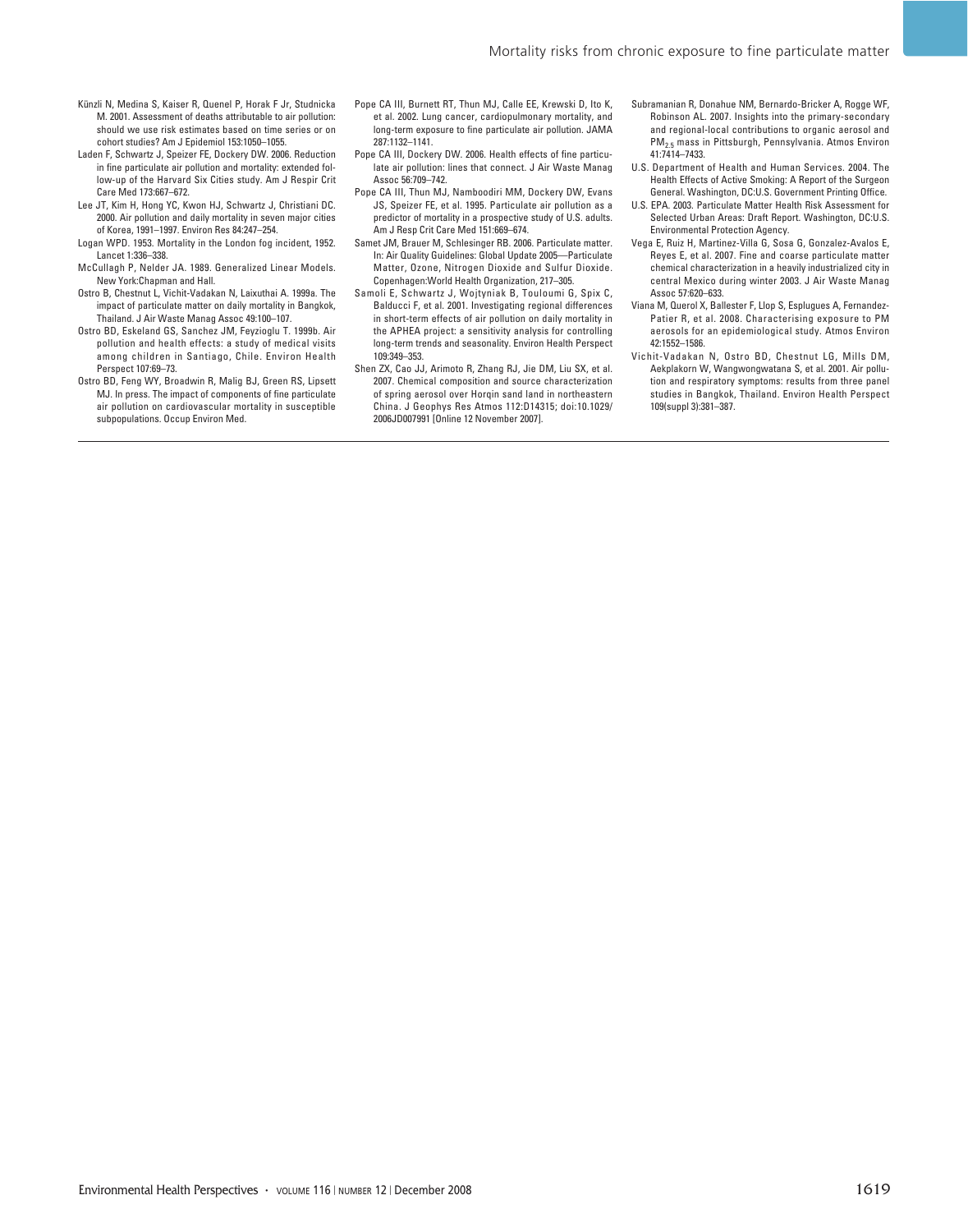Künzli N, Medina S, Kaiser R, Quenel P, Horak F Jr, Studnicka M. 2001. Assessment of deaths attributable to air pollution: should we use risk estimates based on time series or on cohort studies? Am J Epidemiol 153:1050–1055.

Laden F, Schwartz J, Speizer FE, Dockery DW. 2006. Reduction in fine particulate air pollution and mortality: extended follow-up of the Harvard Six Cities study. Am J Respir Crit Care Med 173:667–672.

Lee JT, Kim H, Hong YC, Kwon HJ, Schwartz J, Christiani DC. 2000. Air pollution and daily mortality in seven major cities of Korea, 1991–1997. Environ Res 84:247–254.

Logan WPD. 1953. Mortality in the London fog incident, 1952. Lancet 1:336–338.

McCullagh P, Nelder JA. 1989. Generalized Linear Models. New York:Chapman and Hall.

Ostro B, Chestnut L, Vichit-Vadakan N, Laixuthai A. 1999a. The impact of particulate matter on daily mortality in Bangkok, Thailand. J Air Waste Manag Assoc 49:100–107.

Ostro BD, Eskeland GS, Sanchez JM, Feyzioglu T. 1999b. Air pollution and health effects: a study of medical visits among children in Santiago, Chile. Environ Health Perspect 107:69–73.

Ostro BD, Feng WY, Broadwin R, Malig BJ, Green RS, Lipsett MJ. In press. The impact of components of fine particulate air pollution on cardiovascular mortality in susceptible subpopulations. Occup Environ Med.

Pope CA III, Burnett RT, Thun MJ, Calle EE, Krewski D, Ito K, et al. 2002. Lung cancer, cardiopulmonary mortality, and long-term exposure to fine particulate air pollution. JAMA 287:1132–1141.

Pope CA III, Dockery DW. 2006. Health effects of fine particulate air pollution: lines that connect. J Air Waste Manag Assoc 56:709–742.

Pope CA III, Thun MJ, Namboodiri MM, Dockery DW, Evans JS, Speizer FE, et al. 1995. Particulate air pollution as a predictor of mortality in a prospective study of U.S. adults. Am J Resp Crit Care Med 151:669–674.

Samet JM, Brauer M, Schlesinger RB. 2006. Particulate matter. In: Air Quality Guidelines: Global Update 2005—Particulate Matter, Ozone, Nitrogen Dioxide and Sulfur Dioxide. Copenhagen:World Health Organization, 217–305.

Samoli E, Schwartz J, Wojtyniak B, Touloumi G, Spix C, Balducci F, et al. 2001. Investigating regional differences in short-term effects of air pollution on daily mortality in the APHEA project: a sensitivity analysis for controlling long-term trends and seasonality. Environ Health Perspect 109:349–353.

Shen ZX, Cao JJ, Arimoto R, Zhang RJ, Jie DM, Liu SX, et al. 2007. Chemical composition and source characterization of spring aerosol over Horqin sand land in northeastern China. J Geophys Res Atmos 112:D14315; doi:10.1029/2006JD007991 [Online 12 November 2007].

Subramanian R, Donahue NM, Bernardo-Bricker A, Rogge WF, Robinson AL. 2007. Insights into the primary-secondary and regional-local contributions to organic aerosol and $PM_{2.5}$ mass in Pittsburgh, Pennsylvania. Atmos Environ 41:7414–7433.

U.S. Department of Health and Human Services. 2004. The Health Effects of Active Smoking: A Report of the Surgeon General. Washington, DC:U.S. Government Printing Office.

U.S. EPA. 2003. Particulate Matter Health Risk Assessment for Selected Urban Areas: Draft Report. Washington, DC:U.S. Environmental Protection Agency.

Vega E, Ruiz H, Martinez-Villa G, Sosa G, Gonzalez-Avalos E, Reyes E, et al. 2007. Fine and coarse particulate matter chemical characterization in a heavily industrialized city in central Mexico during winter 2003. J Air Waste Manag Assoc 57:620–633.

Viana M, Querol X, Ballester F, Llop S, Esplugues A, Fernandez-Patier R, et al. 2008. Characterising exposure to PM aerosols for an epidemiological study. Atmos Environ 42:1552–1586.

Vichit-Vadakan N, Ostro BD, Chestnut LG, Mills DM, Aekplakorn W, Wangwongwatana S, et al. 2001. Air pollution and respiratory symptoms: results from three panel studies in Bangkok, Thailand. Environ Health Perspect 109(suppl 3):381–387.